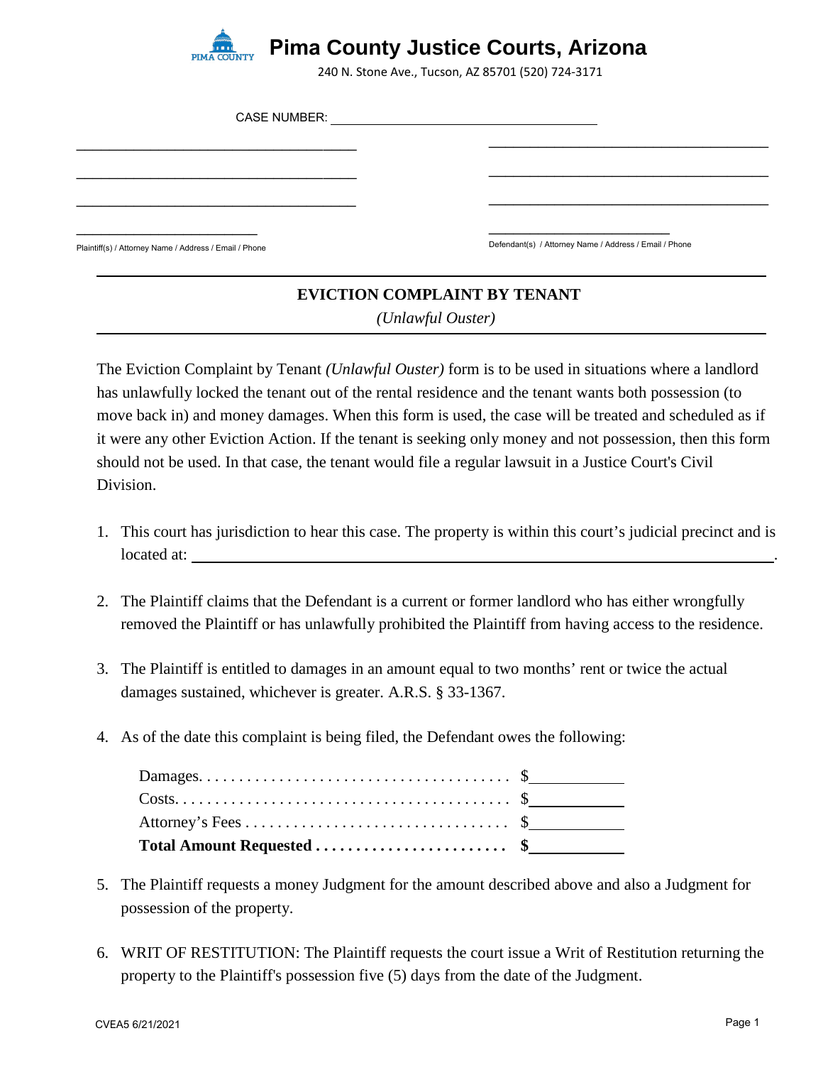# Pima County Justice Courts, Arizona

240 N. Stone Ave., Tucson, AZ 85701 (520) 724-3171

CASE NUMBER: ______________________________

| ______________________________ | ______________________________ |
|---|---|
| ______________________________ | ______________________________ |
| ______________________________ | ______________________________ |
| ____________________ | ____________________ |
| Plaintiff(s) / Attorney Name / Address / Email / Phone | Defendant(s) / Attorney Name / Address / Email / Phone |

## EVICTION COMPLAINT BY TENANT

*(Unlawful Ouster)*

The Eviction Complaint by Tenant *(Unlawful Ouster)* form is to be used in situations where a landlord has unlawfully locked the tenant out of the rental residence and the tenant wants both possession (to move back in) and money damages. When this form is used, the case will be treated and scheduled as if it were any other Eviction Action. If the tenant is seeking only money and not possession, then this form should not be used. In that case, the tenant would file a regular lawsuit in a Justice Court's Civil Division.

1. This court has jurisdiction to hear this case. The property is within this court's judicial precinct and is located at: ______________________________________________.

2. The Plaintiff claims that the Defendant is a current or former landlord who has either wrongfully removed the Plaintiff or has unlawfully prohibited the Plaintiff from having access to the residence.

3. The Plaintiff is entitled to damages in an amount equal to two months' rent or twice the actual damages sustained, whichever is greater. A.R.S. § 33-1367.

4. As of the date this complaint is being filed, the Defendant owes the following:

   | | |
   |---|---|
   | Damages. . . . . . . . . . . . . . . . . . . . . . . . . . . . . . . . . . . . . . | $__________ |
   | Costs. . . . . . . . . . . . . . . . . . . . . . . . . . . . . . . . . . . . . . . . | $__________ |
   | Attorney's Fees . . . . . . . . . . . . . . . . . . . . . . . . . . . . . . . . | $__________ |
   | **Total Amount Requested . . . . . . . . . . . . . . . . . . . . . . . .** | **$__________** |

5. The Plaintiff requests a money Judgment for the amount described above and also a Judgment for possession of the property.

6. WRIT OF RESTITUTION: The Plaintiff requests the court issue a Writ of Restitution returning the property to the Plaintiff's possession five (5) days from the date of the Judgment.

CVEA5 6/21/2021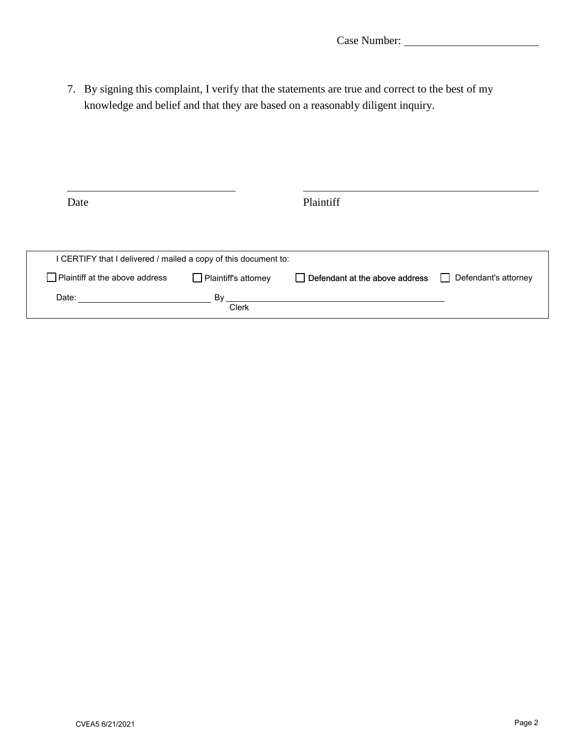Case Number: ______________________

7. By signing this complaint, I verify that the statements are true and correct to the best of my knowledge and belief and that they are based on a reasonably diligent inquiry.

______________________________ ______________________________

Date Plaintiff

I CERTIFY that I delivered / mailed a copy of this document to:

☐ Plaintiff at the above address ☐ Plaintiff's attorney ☐ Defendant at the above address ☐ Defendant's attorney

Date: ______________________ By ______________________________
Clerk

CVEA5 6/21/2021